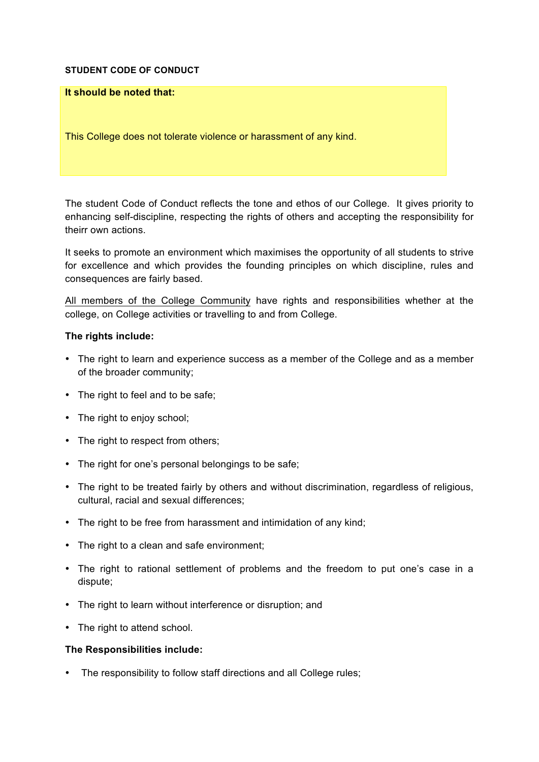**STUDENT CODE OF CONDUCT**

**It should be noted that:**

This College does not tolerate violence or harassment of any kind.

The student Code of Conduct reflects the tone and ethos of our College. It gives priority to enhancing self-discipline, respecting the rights of others and accepting the responsibility for theirr own actions.

It seeks to promote an environment which maximises the opportunity of all students to strive for excellence and which provides the founding principles on which discipline, rules and consequences are fairly based.

<u>All members of the College Community</u> have rights and responsibilities whether at the college, on College activities or travelling to and from College.

**The rights include:**

- The right to learn and experience success as a member of the College and as a member of the broader community;
- The right to feel and to be safe;
- The right to enjoy school;
- The right to respect from others;
- The right for one's personal belongings to be safe;
- The right to be treated fairly by others and without discrimination, regardless of religious, cultural, racial and sexual differences;
- The right to be free from harassment and intimidation of any kind;
- The right to a clean and safe environment;
- The right to rational settlement of problems and the freedom to put one's case in a dispute;
- The right to learn without interference or disruption; and
- The right to attend school.

**The Responsibilities include:**

- The responsibility to follow staff directions and all College rules;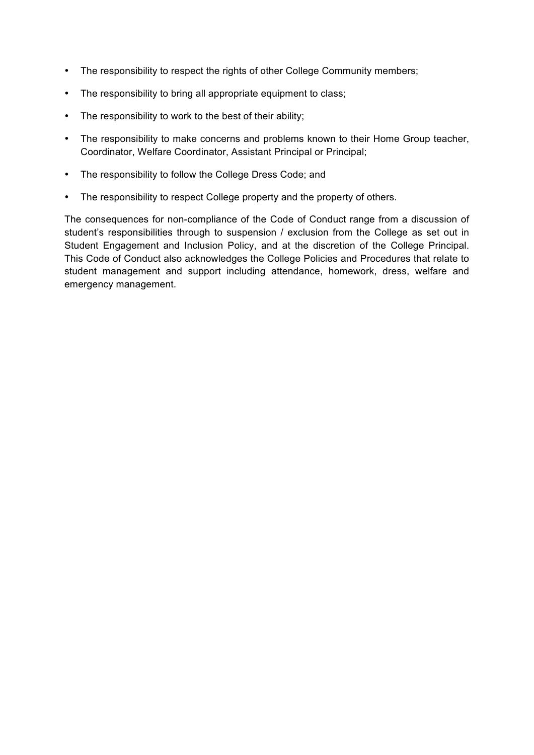- The responsibility to respect the rights of other College Community members;
- The responsibility to bring all appropriate equipment to class;
- The responsibility to work to the best of their ability;
- The responsibility to make concerns and problems known to their Home Group teacher, Coordinator, Welfare Coordinator, Assistant Principal or Principal;
- The responsibility to follow the College Dress Code; and
- The responsibility to respect College property and the property of others.

The consequences for non-compliance of the Code of Conduct range from a discussion of student's responsibilities through to suspension / exclusion from the College as set out in Student Engagement and Inclusion Policy, and at the discretion of the College Principal. This Code of Conduct also acknowledges the College Policies and Procedures that relate to student management and support including attendance, homework, dress, welfare and emergency management.